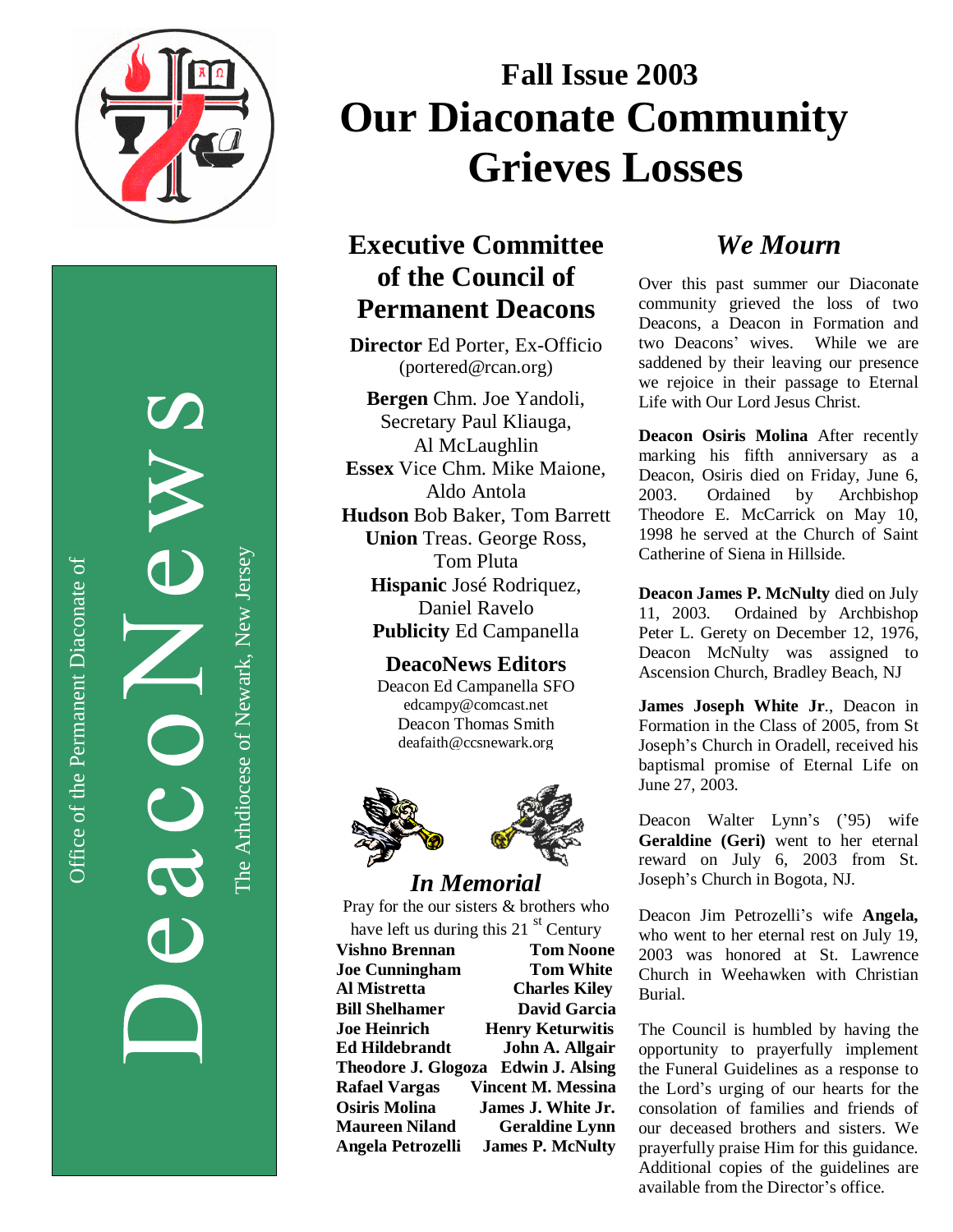# Fall Issue 2003

# Our Diaconate Community Grieves Losses

DeacoNews

Office of the Permanent Diaconate of The Arhdiocese of Newark, New Jersey

## Executive Committee of the Council of Permanent Deacons

**Director** Ed Porter, Ex-Officio (portered@rcan.org)

**Bergen** Chm. Joe Yandoli, Secretary Paul Kliauga, Al McLaughlin
**Essex** Vice Chm. Mike Maione, Aldo Antola
**Hudson** Bob Baker, Tom Barrett
**Union** Treas. George Ross, Tom Pluta
**Hispanic** José Rodriquez, Daniel Ravelo
**Publicity** Ed Campanella

### DeacoNews Editors

Deacon Ed Campanella SFO
edcampy@comcast.net
Deacon Thomas Smith
deafaith@ccsnewark.org

### *In Memorial*

Pray for the our sisters & brothers who have left us during this 21st Century

| | |
|---|---|
| **Vishno Brennan** | **Tom Noone** |
| **Joe Cunningham** | **Tom White** |
| **Al Mistretta** | **Charles Kiley** |
| **Bill Shelhamer** | **David Garcia** |
| **Joe Heinrich** | **Henry Keturwitis** |
| **Ed Hildebrandt** | **John A. Allgair** |
| **Theodore J. Glogoza** | **Edwin J. Alsing** |
| **Rafael Vargas** | **Vincent M. Messina** |
| **Osiris Molina** | **James J. White Jr.** |
| **Maureen Niland** | **Geraldine Lynn** |
| **Angela Petrozelli** | **James P. McNulty** |

## *We Mourn*

Over this past summer our Diaconate community grieved the loss of two Deacons, a Deacon in Formation and two Deacons' wives. While we are saddened by their leaving our presence we rejoice in their passage to Eternal Life with Our Lord Jesus Christ.

**Deacon Osiris Molina** After recently marking his fifth anniversary as a Deacon, Osiris died on Friday, June 6, 2003. Ordained by Archbishop Theodore E. McCarrick on May 10, 1998 he served at the Church of Saint Catherine of Siena in Hillside.

**Deacon James P. McNulty** died on July 11, 2003. Ordained by Archbishop Peter L. Gerety on December 12, 1976, Deacon McNulty was assigned to Ascension Church, Bradley Beach, NJ

**James Joseph White Jr**., Deacon in Formation in the Class of 2005, from St Joseph's Church in Oradell, received his baptismal promise of Eternal Life on June 27, 2003.

Deacon Walter Lynn's ('95) wife **Geraldine (Geri)** went to her eternal reward on July 6, 2003 from St. Joseph's Church in Bogota, NJ.

Deacon Jim Petrozelli's wife **Angela,** who went to her eternal rest on July 19, 2003 was honored at St. Lawrence Church in Weehawken with Christian Burial.

The Council is humbled by having the opportunity to prayerfully implement the Funeral Guidelines as a response to the Lord's urging of our hearts for the consolation of families and friends of our deceased brothers and sisters. We prayerfully praise Him for this guidance. Additional copies of the guidelines are available from the Director's office.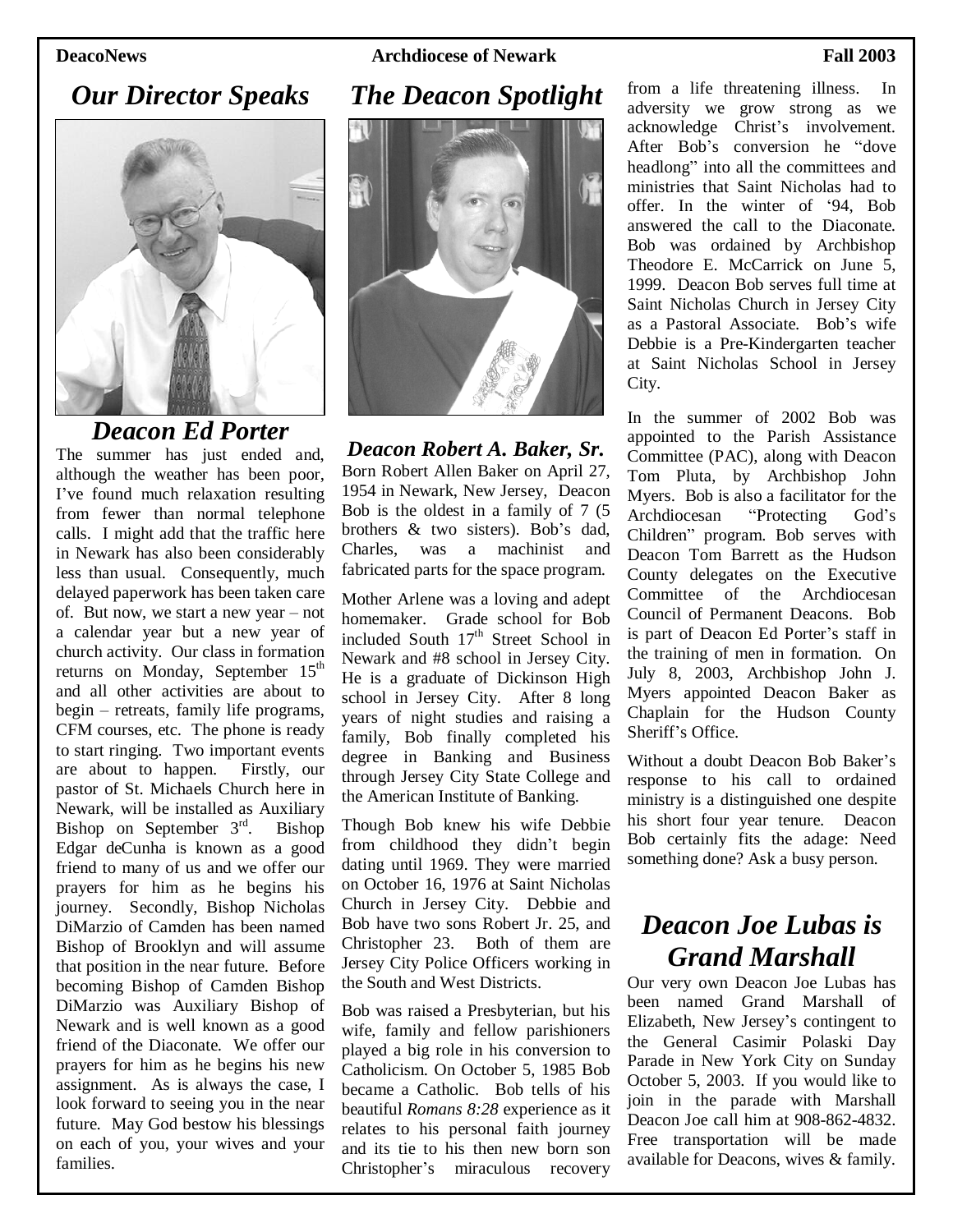## *Our Director Speaks*

### *Deacon Ed Porter*

The summer has just ended and, although the weather has been poor, I've found much relaxation resulting from fewer than normal telephone calls. I might add that the traffic here in Newark has also been considerably less than usual. Consequently, much delayed paperwork has been taken care of. But now, we start a new year – not a calendar year but a new year of church activity. Our class in formation returns on Monday, September 15th and all other activities are about to begin – retreats, family life programs, CFM courses, etc. The phone is ready to start ringing. Two important events are about to happen. Firstly, our pastor of St. Michaels Church here in Newark, will be installed as Auxiliary Bishop on September 3rd. Bishop Edgar deCunha is known as a good friend to many of us and we offer our prayers for him as he begins his journey. Secondly, Bishop Nicholas DiMarzio of Camden has been named Bishop of Brooklyn and will assume that position in the near future. Before becoming Bishop of Camden Bishop DiMarzio was Auxiliary Bishop of Newark and is well known as a good friend of the Diaconate. We offer our prayers for him as he begins his new assignment. As is always the case, I look forward to seeing you in the near future. May God bestow his blessings on each of you, your wives and your families.

## *The Deacon Spotlight*

### *Deacon Robert A. Baker, Sr.*

Born Robert Allen Baker on April 27, 1954 in Newark, New Jersey, Deacon Bob is the oldest in a family of 7 (5 brothers & two sisters). Bob's dad, Charles, was a machinist and fabricated parts for the space program.

Mother Arlene was a loving and adept homemaker. Grade school for Bob included South 17th Street School in Newark and #8 school in Jersey City. He is a graduate of Dickinson High school in Jersey City. After 8 long years of night studies and raising a family, Bob finally completed his degree in Banking and Business through Jersey City State College and the American Institute of Banking.

Though Bob knew his wife Debbie from childhood they didn't begin dating until 1969. They were married on October 16, 1976 at Saint Nicholas Church in Jersey City. Debbie and Bob have two sons Robert Jr. 25, and Christopher 23. Both of them are Jersey City Police Officers working in the South and West Districts.

Bob was raised a Presbyterian, but his wife, family and fellow parishioners played a big role in his conversion to Catholicism. On October 5, 1985 Bob became a Catholic. Bob tells of his beautiful *Romans 8:28* experience as it relates to his personal faith journey and its tie to his then new born son Christopher's miraculous recovery from a life threatening illness. In adversity we grow strong as we acknowledge Christ's involvement. After Bob's conversion he "dove headlong" into all the committees and ministries that Saint Nicholas had to offer. In the winter of '94, Bob answered the call to the Diaconate. Bob was ordained by Archbishop Theodore E. McCarrick on June 5, 1999. Deacon Bob serves full time at Saint Nicholas Church in Jersey City as a Pastoral Associate. Bob's wife Debbie is a Pre-Kindergarten teacher at Saint Nicholas School in Jersey City.

In the summer of 2002 Bob was appointed to the Parish Assistance Committee (PAC), along with Deacon Tom Pluta, by Archbishop John Myers. Bob is also a facilitator for the Archdiocesan "Protecting God's Children" program. Bob serves with Deacon Tom Barrett as the Hudson County delegates on the Executive Committee of the Archdiocesan Council of Permanent Deacons. Bob is part of Deacon Ed Porter's staff in the training of men in formation. On July 8, 2003, Archbishop John J. Myers appointed Deacon Baker as Chaplain for the Hudson County Sheriff's Office.

Without a doubt Deacon Bob Baker's response to his call to ordained ministry is a distinguished one despite his short four year tenure. Deacon Bob certainly fits the adage: Need something done? Ask a busy person.

## *Deacon Joe Lubas is Grand Marshall*

Our very own Deacon Joe Lubas has been named Grand Marshall of Elizabeth, New Jersey's contingent to the General Casimir Polaski Day Parade in New York City on Sunday October 5, 2003. If you would like to join in the parade with Marshall Deacon Joe call him at 908-862-4832. Free transportation will be made available for Deacons, wives & family.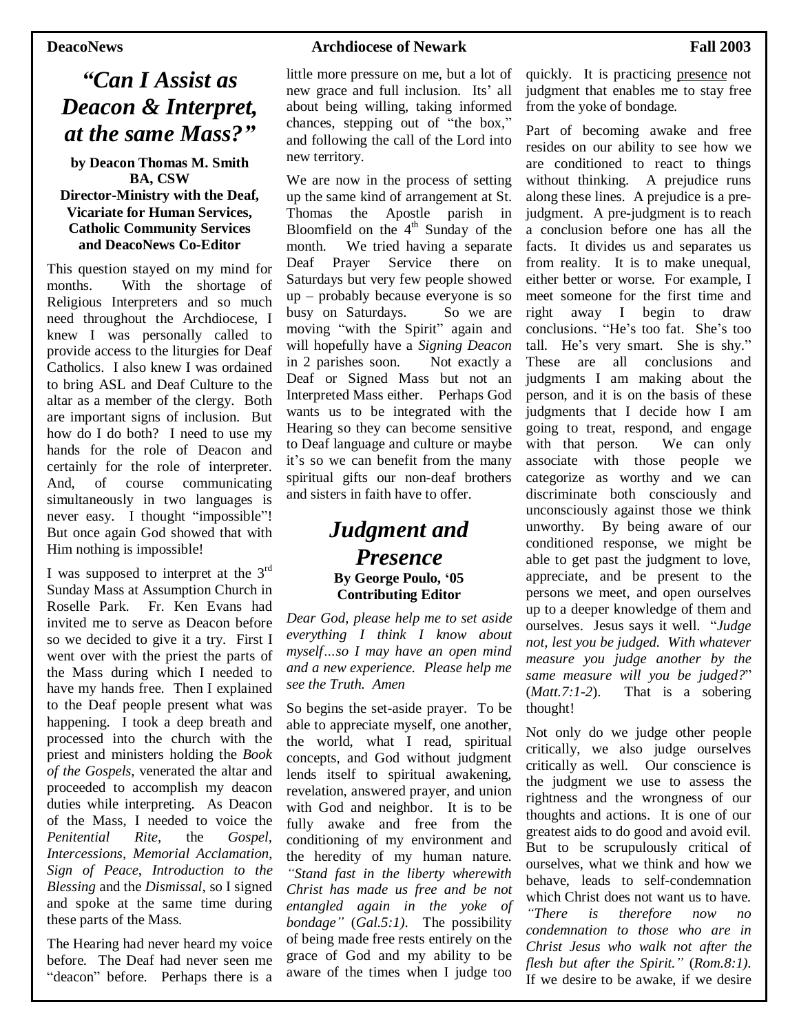## *"Can I Assist as Deacon & Interpret, at the same Mass?"*

**by Deacon Thomas M. Smith BA, CSW**
**Director-Ministry with the Deaf, Vicariate for Human Services, Catholic Community Services and DeacoNews Co-Editor**

This question stayed on my mind for months. With the shortage of Religious Interpreters and so much need throughout the Archdiocese, I knew I was personally called to provide access to the liturgies for Deaf Catholics. I also knew I was ordained to bring ASL and Deaf Culture to the altar as a member of the clergy. Both are important signs of inclusion. But how do I do both? I need to use my hands for the role of Deacon and certainly for the role of interpreter. And, of course communicating simultaneously in two languages is never easy. I thought "impossible"! But once again God showed that with Him nothing is impossible!

I was supposed to interpret at the 3rd Sunday Mass at Assumption Church in Roselle Park. Fr. Ken Evans had invited me to serve as Deacon before so we decided to give it a try. First I went over with the priest the parts of the Mass during which I needed to have my hands free. Then I explained to the Deaf people present what was happening. I took a deep breath and processed into the church with the priest and ministers holding the *Book of the Gospels*, venerated the altar and proceeded to accomplish my deacon duties while interpreting. As Deacon of the Mass, I needed to voice the *Penitential Rite*, the *Gospel*, *Intercessions*, *Memorial Acclamation*, *Sign of Peace*, *Introduction to the Blessing* and the *Dismissal*, so I signed and spoke at the same time during these parts of the Mass.

The Hearing had never heard my voice before. The Deaf had never seen me "deacon" before. Perhaps there is a little more pressure on me, but a lot of new grace and full inclusion. Its' all about being willing, taking informed chances, stepping out of "the box," and following the call of the Lord into new territory.

We are now in the process of setting up the same kind of arrangement at St. Thomas the Apostle parish in Bloomfield on the 4th Sunday of the month. We tried having a separate Deaf Prayer Service there on Saturdays but very few people showed up – probably because everyone is so busy on Saturdays. So we are moving "with the Spirit" again and will hopefully have a *Signing Deacon* in 2 parishes soon. Not exactly a Deaf or Signed Mass but not an Interpreted Mass either. Perhaps God wants us to be integrated with the Hearing so they can become sensitive to Deaf language and culture or maybe it's so we can benefit from the many spiritual gifts our non-deaf brothers and sisters in faith have to offer.

## *Judgment and Presence*

**By George Poulo, '05**
**Contributing Editor**

*Dear God, please help me to set aside everything I think I know about myself…so I may have an open mind and a new experience. Please help me see the Truth. Amen*

So begins the set-aside prayer. To be able to appreciate myself, one another, the world, what I read, spiritual concepts, and God without judgment lends itself to spiritual awakening, revelation, answered prayer, and union with God and neighbor. It is to be fully awake and free from the conditioning of my environment and the heredity of my human nature. *"Stand fast in the liberty wherewith Christ has made us free and be not entangled again in the yoke of bondage"* (*Gal.5:1*). The possibility of being made free rests entirely on the grace of God and my ability to be aware of the times when I judge too quickly. It is practicing presence not judgment that enables me to stay free from the yoke of bondage.

Part of becoming awake and free resides on our ability to see how we are conditioned to react to things without thinking. A prejudice runs along these lines. A prejudice is a pre-judgment. A pre-judgment is to reach a conclusion before one has all the facts. It divides us and separates us from reality. It is to make unequal, either better or worse. For example, I meet someone for the first time and right away I begin to draw conclusions. "He's too fat. She's too tall. He's very smart. She is shy." These are all conclusions and judgments I am making about the person, and it is on the basis of these judgments that I decide how I am going to treat, respond, and engage with that person. We can only associate with those people we categorize as worthy and we can discriminate both consciously and unconsciously against those we think unworthy. By being aware of our conditioned response, we might be able to get past the judgment to love, appreciate, and be present to the persons we meet, and open ourselves up to a deeper knowledge of them and ourselves. Jesus says it well. "*Judge not, lest you be judged. With whatever measure you judge another by the same measure will you be judged?*" (*Matt.7:1-2*). That is a sobering thought!

Not only do we judge other people critically, we also judge ourselves critically as well. Our conscience is the judgment we use to assess the rightness and the wrongness of our thoughts and actions. It is one of our greatest aids to do good and avoid evil. But to be scrupulously critical of ourselves, what we think and how we behave, leads to self-condemnation which Christ does not want us to have. *"There is therefore now no condemnation to those who are in Christ Jesus who walk not after the flesh but after the Spirit."* (*Rom.8:1)*. If we desire to be awake, if we desire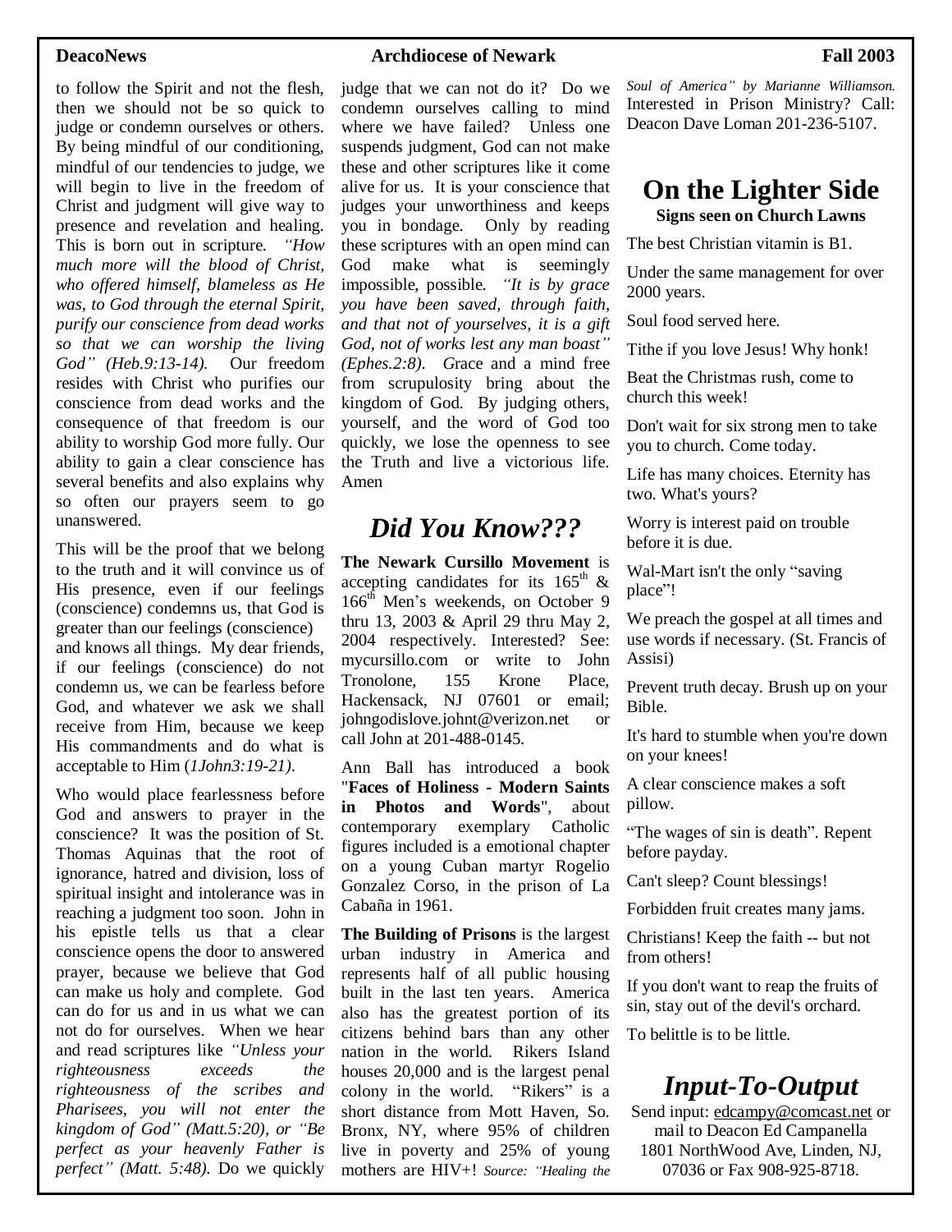to follow the Spirit and not the flesh, then we should not be so quick to judge or condemn ourselves or others. By being mindful of our conditioning, mindful of our tendencies to judge, we will begin to live in the freedom of Christ and judgment will give way to presence and revelation and healing. This is born out in scripture. *"How much more will the blood of Christ, who offered himself, blameless as He was, to God through the eternal Spirit, purify our conscience from dead works so that we can worship the living God" (Heb.9:13-14).* Our freedom resides with Christ who purifies our conscience from dead works and the consequence of that freedom is our ability to worship God more fully. Our ability to gain a clear conscience has several benefits and also explains why so often our prayers seem to go unanswered.

This will be the proof that we belong to the truth and it will convince us of His presence, even if our feelings (conscience) condemns us, that God is greater than our feelings (conscience) and knows all things. My dear friends, if our feelings (conscience) do not condemn us, we can be fearless before God, and whatever we ask we shall receive from Him, because we keep His commandments and do what is acceptable to Him (*1John3:19-21)*.

Who would place fearlessness before God and answers to prayer in the conscience? It was the position of St. Thomas Aquinas that the root of ignorance, hatred and division, loss of spiritual insight and intolerance was in reaching a judgment too soon. John in his epistle tells us that a clear conscience opens the door to answered prayer, because we believe that God can make us holy and complete. God can do for us and in us what we can not do for ourselves. When we hear and read scriptures like *"Unless your righteousness exceeds the righteousness of the scribes and Pharisees, you will not enter the kingdom of God" (Matt.5:20), or "Be perfect as your heavenly Father is perfect" (Matt. 5:48).* Do we quickly judge that we can not do it? Do we condemn ourselves calling to mind where we have failed? Unless one suspends judgment, God can not make these and other scriptures like it come alive for us. It is your conscience that judges your unworthiness and keeps you in bondage. Only by reading these scriptures with an open mind can God make what is seemingly impossible, possible. *"It is by grace you have been saved, through faith, and that not of yourselves, it is a gift God, not of works lest any man boast" (Ephes.2:8). G*race and a mind free from scrupulosity bring about the kingdom of God. By judging others, yourself, and the word of God too quickly, we lose the openness to see the Truth and live a victorious life. Amen

## *Did You Know???*

**The Newark Cursillo Movement** is accepting candidates for its 165th & 166th Men's weekends, on October 9 thru 13, 2003 & April 29 thru May 2, 2004 respectively. Interested? See: mycursillo.com or write to John Tronolone, 155 Krone Place, Hackensack, NJ 07601 or email; johngodislove.johnt@verizon.net or call John at 201-488-0145.

Ann Ball has introduced a book "**Faces of Holiness - Modern Saints in Photos and Words**", about contemporary exemplary Catholic figures included is a emotional chapter on a young Cuban martyr Rogelio Gonzalez Corso, in the prison of La Cabaña in 1961.

**The Building of Prisons** is the largest urban industry in America and represents half of all public housing built in the last ten years. America also has the greatest portion of its citizens behind bars than any other nation in the world. Rikers Island houses 20,000 and is the largest penal colony in the world. "Rikers" is a short distance from Mott Haven, So. Bronx, NY, where 95% of children live in poverty and 25% of young mothers are HIV+! *Source: "Healing the Soul of America" by Marianne Williamson.* Interested in Prison Ministry? Call: Deacon Dave Loman 201-236-5107.

## On the Lighter Side

**Signs seen on Church Lawns**

The best Christian vitamin is B1.

Under the same management for over 2000 years.

Soul food served here.

Tithe if you love Jesus! Why honk!

Beat the Christmas rush, come to church this week!

Don't wait for six strong men to take you to church. Come today.

Life has many choices. Eternity has two. What's yours?

Worry is interest paid on trouble before it is due.

Wal-Mart isn't the only "saving place"!

We preach the gospel at all times and use words if necessary. (St. Francis of Assisi)

Prevent truth decay. Brush up on your Bible.

It's hard to stumble when you're down on your knees!

A clear conscience makes a soft pillow.

"The wages of sin is death". Repent before payday.

Can't sleep? Count blessings!

Forbidden fruit creates many jams.

Christians! Keep the faith -- but not from others!

If you don't want to reap the fruits of sin, stay out of the devil's orchard.

To belittle is to be little.

## *Input-To-Output*

Send input: edcampy@comcast.net or mail to Deacon Ed Campanella 1801 NorthWood Ave, Linden, NJ, 07036 or Fax 908-925-8718.